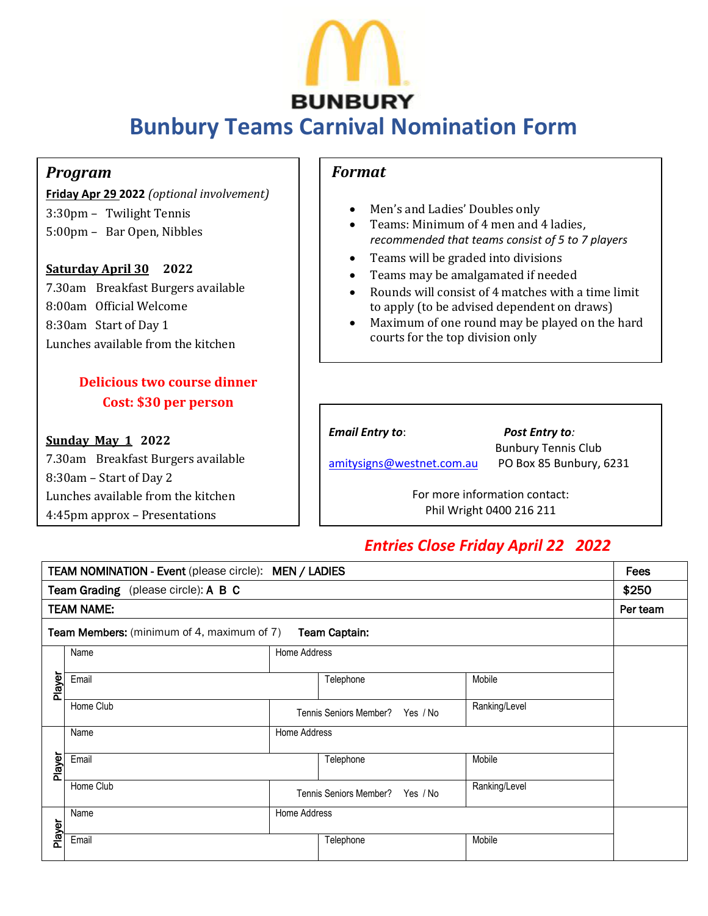BUNBURY

# Bunbury Teams Carnival Nomination Form

## *Program*

**Friday Apr 29 2022** *(optional involvement)*

3:30pm – Twilight Tennis
5:00pm – Bar Open, Nibbles

**Saturday April 30 2022**

7.30am Breakfast Burgers available
8:00am Official Welcome
8:30am Start of Day 1
Lunches available from the kitchen

**Delicious two course dinner**
**Cost: $30 per person**

**Sunday May 1 2022**

7.30am Breakfast Burgers available
8:30am – Start of Day 2
Lunches available from the kitchen
4:45pm approx – Presentations

## *Format*

- Men's and Ladies' Doubles only
- Teams: Minimum of 4 men and 4 ladies, *recommended that teams consist of 5 to 7 players*
- Teams will be graded into divisions
- Teams may be amalgamated if needed
- Rounds will consist of 4 matches with a time limit to apply (to be advised dependent on draws)
- Maximum of one round may be played on the hard courts for the top division only

***Email Entry to***:
amitysigns@westnet.com.au

***Post Entry to***:
Bunbury Tennis Club
PO Box 85 Bunbury, 6231

For more information contact:
Phil Wright 0400 216 211

***Entries Close Friday April 22 2022***

| **TEAM NOMINATION - Event** (please circle): **MEN / LADIES** | | | | **Fees** |
|---|---|---|---|---|
| **Team Grading** (please circle): **A B C** | | | | **$250** |
| **TEAM NAME:** | | | | **Per team** |
| **Team Members:** (minimum of 4, maximum of 7) **Team Captain:** | | | | |
| Player | Name | Home Address | | |
| | Email | Telephone | Mobile | |
| | Home Club | Tennis Seniors Member? Yes / No | Ranking/Level | |
| Player | Name | Home Address | | |
| | Email | Telephone | Mobile | |
| | Home Club | Tennis Seniors Member? Yes / No | Ranking/Level | |
| Player | Name | Home Address | | |
| | Email | Telephone | Mobile | |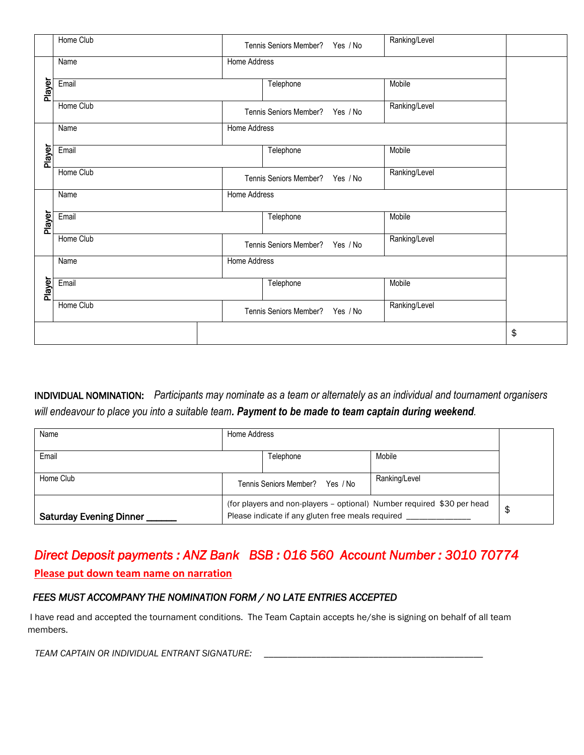| | | | | | |
|---|---|---|---|---|---|
| | Home Club | Tennis Seniors Member? Yes / No | | Ranking/Level | |
| Player | Name | Home Address | | | |
| | Email | | Telephone | Mobile | |
| | Home Club | Tennis Seniors Member? Yes / No | | Ranking/Level | |
| Player | Name | Home Address | | | |
| | Email | | Telephone | Mobile | |
| | Home Club | Tennis Seniors Member? Yes / No | | Ranking/Level | |
| Player | Name | Home Address | | | |
| | Email | | Telephone | Mobile | |
| | Home Club | Tennis Seniors Member? Yes / No | | Ranking/Level | |
| Player | Name | Home Address | | | |
| | Email | | Telephone | Mobile | |
| | Home Club | Tennis Seniors Member? Yes / No | | Ranking/Level | |
| | | | | | $ |

**INDIVIDUAL NOMINATION:** *Participants may nominate as a team or alternately as an individual and tournament organisers will endeavour to place you into a suitable team.* ***Payment to be made to team captain during weekend.***

| | | | | |
|---|---|---|---|---|
| Name | Home Address | | | |
| Email | | Telephone | Mobile | |
| Home Club | Tennis Seniors Member? Yes / No | | Ranking/Level | |
| **Saturday Evening Dinner ______** | (for players and non-players – optional) Number required $30 per head<br>Please indicate if any gluten free meals required ______________ | | | $ |

***Direct Deposit payments : ANZ Bank BSB : 016 560 Account Number : 3010 70774***

**Please put down team name on narration**

***FEES MUST ACCOMPANY THE NOMINATION FORM / NO LATE ENTRIES ACCEPTED***

I have read and accepted the tournament conditions. The Team Captain accepts he/she is signing on behalf of all team members.

*TEAM CAPTAIN OR INDIVIDUAL ENTRANT SIGNATURE:* ______________________________________________